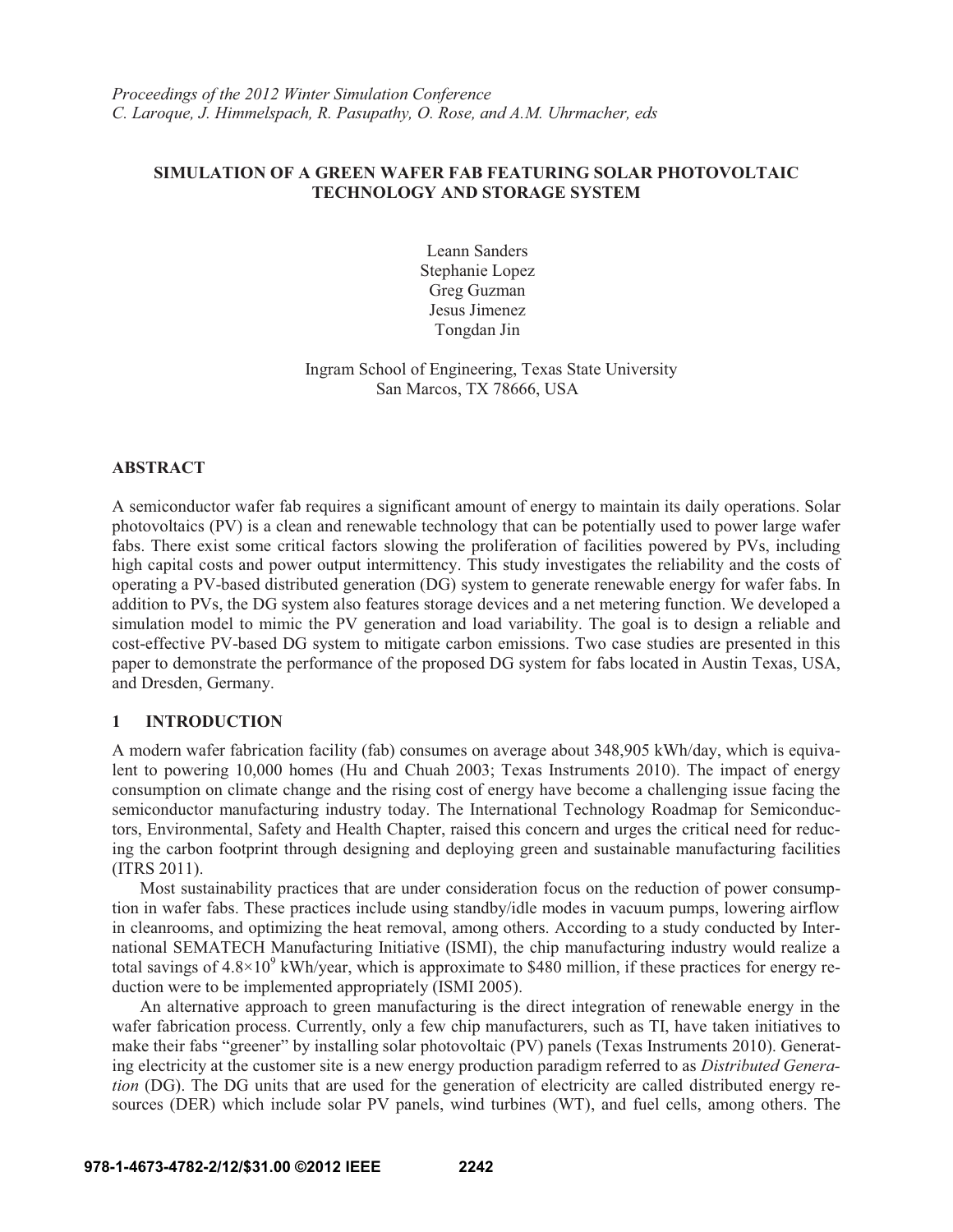*Proceedings of the 2012 Winter Simulation Conference*
*C. Laroque, J. Himmelspach, R. Pasupathy, O. Rose, and A.M. Uhrmacher, eds*

# SIMULATION OF A GREEN WAFER FAB FEATURING SOLAR PHOTOVOLTAIC TECHNOLOGY AND STORAGE SYSTEM

Leann Sanders
Stephanie Lopez
Greg Guzman
Jesus Jimenez
Tongdan Jin

Ingram School of Engineering, Texas State University
San Marcos, TX 78666, USA

## ABSTRACT

A semiconductor wafer fab requires a significant amount of energy to maintain its daily operations. Solar photovoltaics (PV) is a clean and renewable technology that can be potentially used to power large wafer fabs. There exist some critical factors slowing the proliferation of facilities powered by PVs, including high capital costs and power output intermittency. This study investigates the reliability and the costs of operating a PV-based distributed generation (DG) system to generate renewable energy for wafer fabs. In addition to PVs, the DG system also features storage devices and a net metering function. We developed a simulation model to mimic the PV generation and load variability. The goal is to design a reliable and cost-effective PV-based DG system to mitigate carbon emissions. Two case studies are presented in this paper to demonstrate the performance of the proposed DG system for fabs located in Austin Texas, USA, and Dresden, Germany.

## 1 INTRODUCTION

A modern wafer fabrication facility (fab) consumes on average about 348,905 kWh/day, which is equivalent to powering 10,000 homes (Hu and Chuah 2003; Texas Instruments 2010). The impact of energy consumption on climate change and the rising cost of energy have become a challenging issue facing the semiconductor manufacturing industry today. The International Technology Roadmap for Semiconductors, Environmental, Safety and Health Chapter, raised this concern and urges the critical need for reducing the carbon footprint through designing and deploying green and sustainable manufacturing facilities (ITRS 2011).

Most sustainability practices that are under consideration focus on the reduction of power consumption in wafer fabs. These practices include using standby/idle modes in vacuum pumps, lowering airflow in cleanrooms, and optimizing the heat removal, among others. According to a study conducted by International SEMATECH Manufacturing Initiative (ISMI), the chip manufacturing industry would realize a total savings of $4.8\times10^9$ kWh/year, which is approximate to \$480 million, if these practices for energy reduction were to be implemented appropriately (ISMI 2005).

An alternative approach to green manufacturing is the direct integration of renewable energy in the wafer fabrication process. Currently, only a few chip manufacturers, such as TI, have taken initiatives to make their fabs "greener" by installing solar photovoltaic (PV) panels (Texas Instruments 2010). Generating electricity at the customer site is a new energy production paradigm referred to as *Distributed Generation* (DG). The DG units that are used for the generation of electricity are called distributed energy resources (DER) which include solar PV panels, wind turbines (WT), and fuel cells, among others. The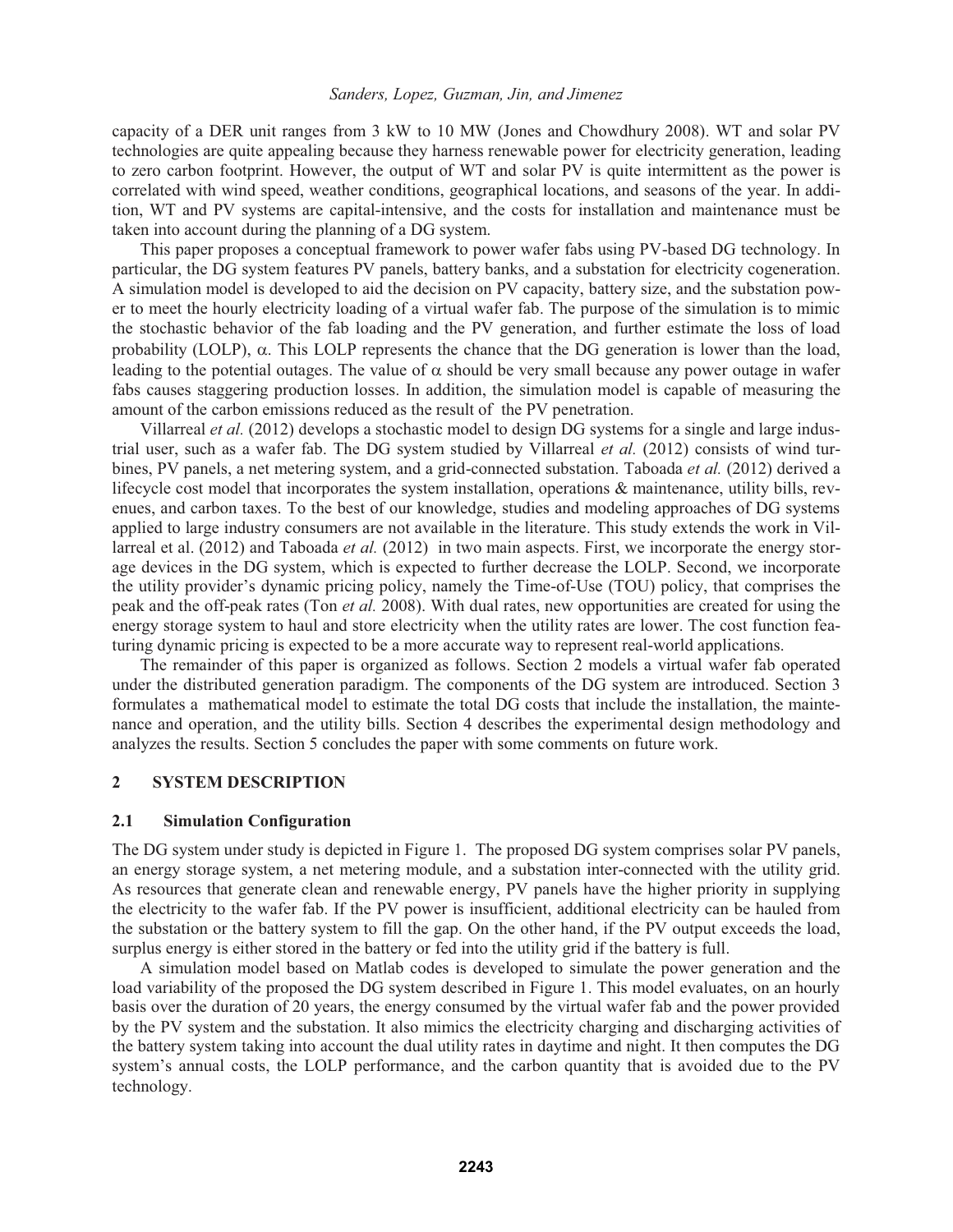capacity of a DER unit ranges from 3 kW to 10 MW (Jones and Chowdhury 2008). WT and solar PV technologies are quite appealing because they harness renewable power for electricity generation, leading to zero carbon footprint. However, the output of WT and solar PV is quite intermittent as the power is correlated with wind speed, weather conditions, geographical locations, and seasons of the year. In addition, WT and PV systems are capital-intensive, and the costs for installation and maintenance must be taken into account during the planning of a DG system.

This paper proposes a conceptual framework to power wafer fabs using PV-based DG technology. In particular, the DG system features PV panels, battery banks, and a substation for electricity cogeneration. A simulation model is developed to aid the decision on PV capacity, battery size, and the substation power to meet the hourly electricity loading of a virtual wafer fab. The purpose of the simulation is to mimic the stochastic behavior of the fab loading and the PV generation, and further estimate the loss of load probability (LOLP), $\alpha$. This LOLP represents the chance that the DG generation is lower than the load, leading to the potential outages. The value of $\alpha$ should be very small because any power outage in wafer fabs causes staggering production losses. In addition, the simulation model is capable of measuring the amount of the carbon emissions reduced as the result of the PV penetration.

Villarreal *et al.* (2012) develops a stochastic model to design DG systems for a single and large industrial user, such as a wafer fab. The DG system studied by Villarreal *et al.* (2012) consists of wind turbines, PV panels, a net metering system, and a grid-connected substation. Taboada *et al.* (2012) derived a lifecycle cost model that incorporates the system installation, operations & maintenance, utility bills, revenues, and carbon taxes. To the best of our knowledge, studies and modeling approaches of DG systems applied to large industry consumers are not available in the literature. This study extends the work in Villarreal et al. (2012) and Taboada *et al.* (2012) in two main aspects. First, we incorporate the energy storage devices in the DG system, which is expected to further decrease the LOLP. Second, we incorporate the utility provider's dynamic pricing policy, namely the Time-of-Use (TOU) policy, that comprises the peak and the off-peak rates (Ton *et al.* 2008). With dual rates, new opportunities are created for using the energy storage system to haul and store electricity when the utility rates are lower. The cost function featuring dynamic pricing is expected to be a more accurate way to represent real-world applications.

The remainder of this paper is organized as follows. Section 2 models a virtual wafer fab operated under the distributed generation paradigm. The components of the DG system are introduced. Section 3 formulates a mathematical model to estimate the total DG costs that include the installation, the maintenance and operation, and the utility bills. Section 4 describes the experimental design methodology and analyzes the results. Section 5 concludes the paper with some comments on future work.

## 2 SYSTEM DESCRIPTION

### 2.1 Simulation Configuration

The DG system under study is depicted in Figure 1. The proposed DG system comprises solar PV panels, an energy storage system, a net metering module, and a substation inter-connected with the utility grid. As resources that generate clean and renewable energy, PV panels have the higher priority in supplying the electricity to the wafer fab. If the PV power is insufficient, additional electricity can be hauled from the substation or the battery system to fill the gap. On the other hand, if the PV output exceeds the load, surplus energy is either stored in the battery or fed into the utility grid if the battery is full.

A simulation model based on Matlab codes is developed to simulate the power generation and the load variability of the proposed the DG system described in Figure 1. This model evaluates, on an hourly basis over the duration of 20 years, the energy consumed by the virtual wafer fab and the power provided by the PV system and the substation. It also mimics the electricity charging and discharging activities of the battery system taking into account the dual utility rates in daytime and night. It then computes the DG system's annual costs, the LOLP performance, and the carbon quantity that is avoided due to the PV technology.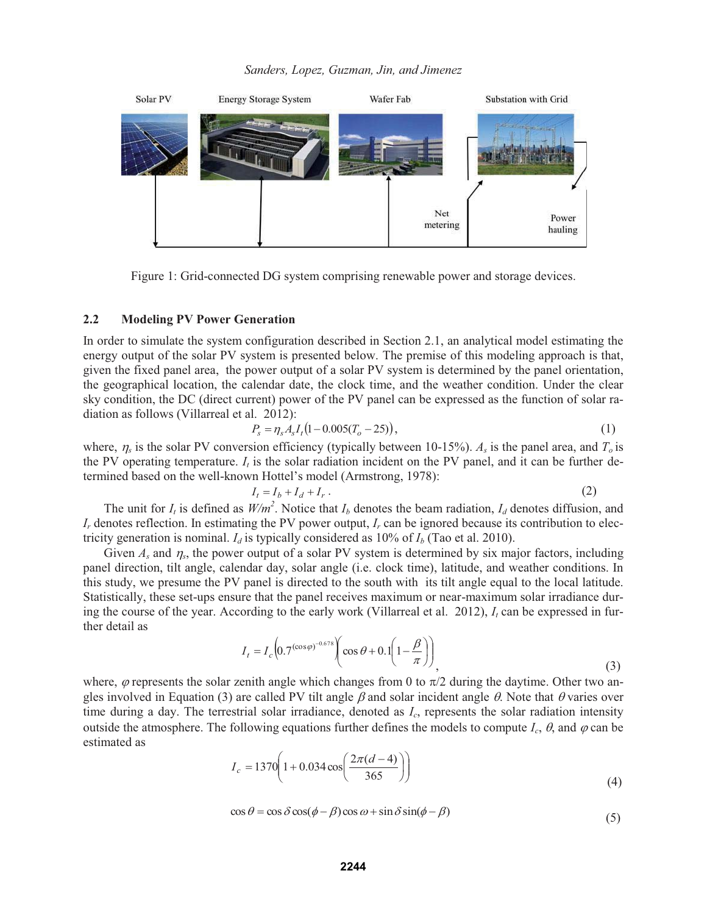Figure 1: Grid-connected DG system comprising renewable power and storage devices.

### 2.2 Modeling PV Power Generation

In order to simulate the system configuration described in Section 2.1, an analytical model estimating the energy output of the solar PV system is presented below. The premise of this modeling approach is that, given the fixed panel area, the power output of a solar PV system is determined by the panel orientation, the geographical location, the calendar date, the clock time, and the weather condition. Under the clear sky condition, the DC (direct current) power of the PV panel can be expressed as the function of solar radiation as follows (Villarreal et al. 2012):

$$P_s = \eta_s A_s I_t \left(1 - 0.005(T_o - 25)\right), \tag{1}$$

where, $\eta_s$ is the solar PV conversion efficiency (typically between 10-15%). $A_s$ is the panel area, and $T_o$ is the PV operating temperature. $I_t$ is the solar radiation incident on the PV panel, and it can be further determined based on the well-known Hottel's model (Armstrong, 1978):

$$I_t = I_b + I_d + I_r \,. \tag{2}$$

The unit for $I_t$ is defined as $W/m^2$. Notice that $I_b$ denotes the beam radiation, $I_d$ denotes diffusion, and $I_r$ denotes reflection. In estimating the PV power output, $I_r$ can be ignored because its contribution to electricity generation is nominal. $I_d$ is typically considered as 10% of $I_b$ (Tao et al. 2010).

Given $A_s$ and $\eta_s$, the power output of a solar PV system is determined by six major factors, including panel direction, tilt angle, calendar day, solar angle (i.e. clock time), latitude, and weather conditions. In this study, we presume the PV panel is directed to the south with its tilt angle equal to the local latitude. Statistically, these set-ups ensure that the panel receives maximum or near-maximum solar irradiance during the course of the year. According to the early work (Villarreal et al. 2012), $I_t$ can be expressed in further detail as

$$I_t = I_c \left(0.7^{(\cos\varphi)^{-0.678}}\right)\left(\cos\theta + 0.1\left(1 - \frac{\beta}{\pi}\right)\right), \tag{3}$$

where, $\varphi$ represents the solar zenith angle which changes from 0 to $\pi/2$ during the daytime. Other two angles involved in Equation (3) are called PV tilt angle $\beta$ and solar incident angle $\theta$. Note that $\theta$ varies over time during a day. The terrestrial solar irradiance, denoted as $I_c$, represents the solar radiation intensity outside the atmosphere. The following equations further defines the models to compute $I_c$, $\theta$, and $\varphi$ can be estimated as

$$I_c = 1370\left(1 + 0.034\cos\left(\frac{2\pi(d-4)}{365}\right)\right) \tag{4}$$

$$\cos\theta = \cos\delta\cos(\phi - \beta)\cos\omega + \sin\delta\sin(\phi - \beta) \tag{5}$$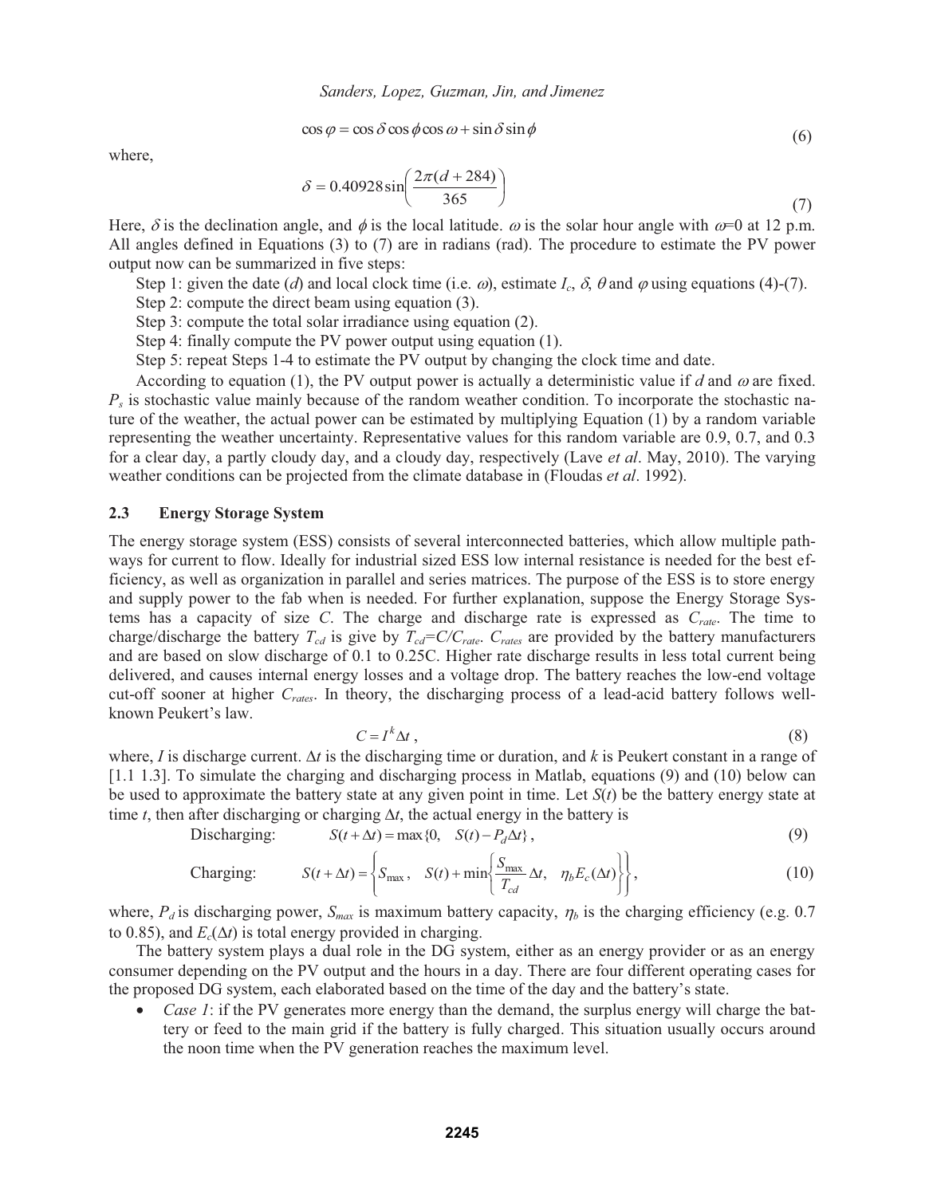$$\cos\varphi = \cos\delta\cos\phi\cos\omega + \sin\delta\sin\phi \tag{6}$$

where,

$$\delta = 0.40928\sin\left(\frac{2\pi(d+284)}{365}\right) \tag{7}$$

Here, $\delta$ is the declination angle, and $\phi$ is the local latitude. $\omega$ is the solar hour angle with $\omega$=0 at 12 p.m. All angles defined in Equations (3) to (7) are in radians (rad). The procedure to estimate the PV power output now can be summarized in five steps:

Step 1: given the date ($d$) and local clock time (i.e. $\omega$), estimate $I_c$, $\delta$, $\theta$ and $\varphi$ using equations (4)-(7).

Step 2: compute the direct beam using equation (3).

Step 3: compute the total solar irradiance using equation (2).

Step 4: finally compute the PV power output using equation (1).

Step 5: repeat Steps 1-4 to estimate the PV output by changing the clock time and date.

According to equation (1), the PV output power is actually a deterministic value if $d$ and $\omega$ are fixed. $P_s$ is stochastic value mainly because of the random weather condition. To incorporate the stochastic nature of the weather, the actual power can be estimated by multiplying Equation (1) by a random variable representing the weather uncertainty. Representative values for this random variable are 0.9, 0.7, and 0.3 for a clear day, a partly cloudy day, and a cloudy day, respectively (Lave *et al*. May, 2010). The varying weather conditions can be projected from the climate database in (Floudas *et al*. 1992).

## 2.3 Energy Storage System

The energy storage system (ESS) consists of several interconnected batteries, which allow multiple pathways for current to flow. Ideally for industrial sized ESS low internal resistance is needed for the best efficiency, as well as organization in parallel and series matrices. The purpose of the ESS is to store energy and supply power to the fab when is needed. For further explanation, suppose the Energy Storage Systems has a capacity of size $C$. The charge and discharge rate is expressed as $C_{rate}$. The time to charge/discharge the battery $T_{cd}$ is give by $T_{cd}=C/C_{rate}$. $C_{rates}$ are provided by the battery manufacturers and are based on slow discharge of 0.1 to 0.25C. Higher rate discharge results in less total current being delivered, and causes internal energy losses and a voltage drop. The battery reaches the low-end voltage cut-off sooner at higher $C_{rates}$. In theory, the discharging process of a lead-acid battery follows well-known Peukert's law.

$$C = I^k \Delta t\ , \tag{8}$$

where, $I$ is discharge current. $\Delta t$ is the discharging time or duration, and $k$ is Peukert constant in a range of [1.1 1.3]. To simulate the charging and discharging process in Matlab, equations (9) and (10) below can be used to approximate the battery state at any given point in time. Let $S(t)$ be the battery energy state at time $t$, then after discharging or charging $\Delta t$, the actual energy in the battery is

Discharging: $$S(t+\Delta t) = \max\{0,\quad S(t) - P_d \Delta t\}\ , \tag{9}$$

Charging: $$S(t+\Delta t) = \left\{S_{\max},\quad S(t) + \min\left\{\frac{S_{\max}}{T_{cd}}\Delta t,\quad \eta_b E_c(\Delta t)\right\}\right\}, \tag{10}$$

where, $P_d$ is discharging power, $S_{max}$ is maximum battery capacity, $\eta_b$ is the charging efficiency (e.g. 0.7 to 0.85), and $E_c(\Delta t)$ is total energy provided in charging.

The battery system plays a dual role in the DG system, either as an energy provider or as an energy consumer depending on the PV output and the hours in a day. There are four different operating cases for the proposed DG system, each elaborated based on the time of the day and the battery's state.

- *Case 1*: if the PV generates more energy than the demand, the surplus energy will charge the battery or feed to the main grid if the battery is fully charged. This situation usually occurs around the noon time when the PV generation reaches the maximum level.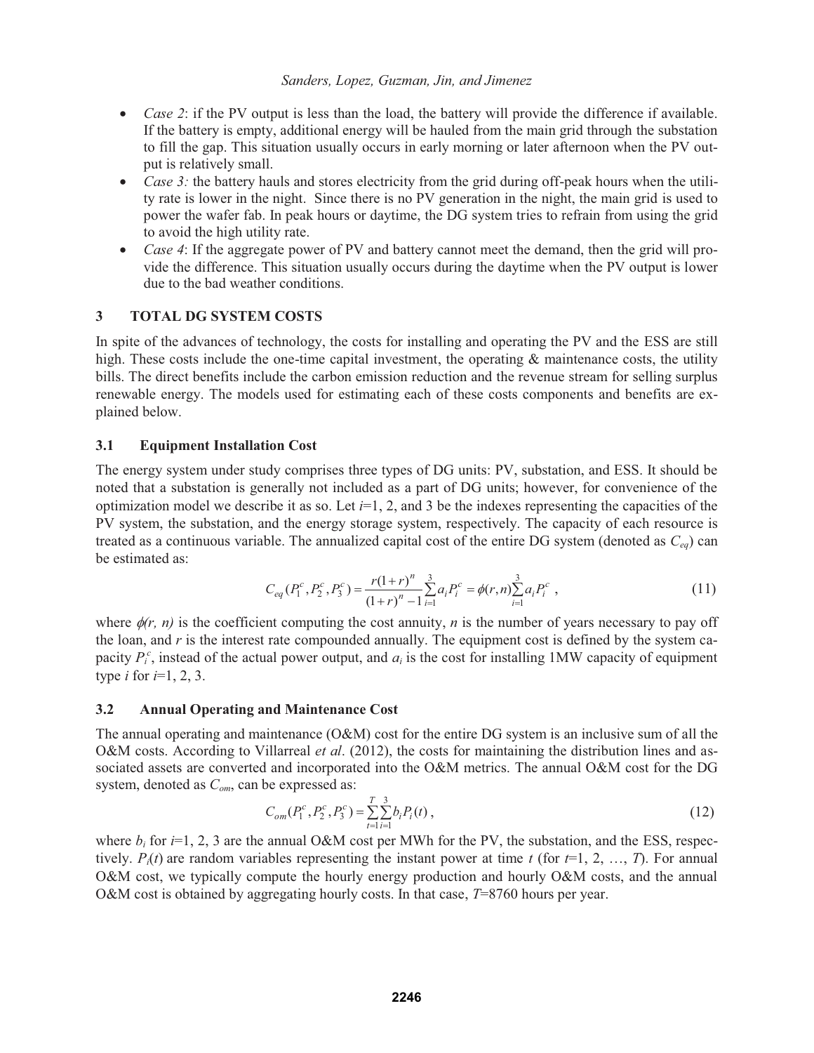- *Case 2*: if the PV output is less than the load, the battery will provide the difference if available. If the battery is empty, additional energy will be hauled from the main grid through the substation to fill the gap. This situation usually occurs in early morning or later afternoon when the PV output is relatively small.
- *Case 3:* the battery hauls and stores electricity from the grid during off-peak hours when the utility rate is lower in the night. Since there is no PV generation in the night, the main grid is used to power the wafer fab. In peak hours or daytime, the DG system tries to refrain from using the grid to avoid the high utility rate.
- *Case 4*: If the aggregate power of PV and battery cannot meet the demand, then the grid will provide the difference. This situation usually occurs during the daytime when the PV output is lower due to the bad weather conditions.

## 3 TOTAL DG SYSTEM COSTS

In spite of the advances of technology, the costs for installing and operating the PV and the ESS are still high. These costs include the one-time capital investment, the operating & maintenance costs, the utility bills. The direct benefits include the carbon emission reduction and the revenue stream for selling surplus renewable energy. The models used for estimating each of these costs components and benefits are explained below.

### 3.1 Equipment Installation Cost

The energy system under study comprises three types of DG units: PV, substation, and ESS. It should be noted that a substation is generally not included as a part of DG units; however, for convenience of the optimization model we describe it as so. Let $i$=1, 2, and 3 be the indexes representing the capacities of the PV system, the substation, and the energy storage system, respectively. The capacity of each resource is treated as a continuous variable. The annualized capital cost of the entire DG system (denoted as $C_{eq}$) can be estimated as:

$$C_{eq}(P_1^c, P_2^c, P_3^c) = \frac{r(1+r)^n}{(1+r)^n - 1}\sum_{i=1}^{3} a_i P_i^c = \phi(r,n)\sum_{i=1}^{3} a_i P_i^c \ , \tag{11}$$

where $\phi(r, n)$ is the coefficient computing the cost annuity, $n$ is the number of years necessary to pay off the loan, and $r$ is the interest rate compounded annually. The equipment cost is defined by the system capacity $P_i^c$, instead of the actual power output, and $a_i$ is the cost for installing 1MW capacity of equipment type $i$ for $i$=1, 2, 3.

### 3.2 Annual Operating and Maintenance Cost

The annual operating and maintenance (O&M) cost for the entire DG system is an inclusive sum of all the O&M costs. According to Villarreal *et al*. (2012), the costs for maintaining the distribution lines and associated assets are converted and incorporated into the O&M metrics. The annual O&M cost for the DG system, denoted as $C_{om}$, can be expressed as:

$$C_{om}(P_1^c, P_2^c, P_3^c) = \sum_{t=1}^{T}\sum_{i=1}^{3} b_i P_i(t) \ , \tag{12}$$

where $b_i$ for $i$=1, 2, 3 are the annual O&M cost per MWh for the PV, the substation, and the ESS, respectively. $P_i(t)$ are random variables representing the instant power at time $t$ (for $t$=1, 2, …, $T$). For annual O&M cost, we typically compute the hourly energy production and hourly O&M costs, and the annual O&M cost is obtained by aggregating hourly costs. In that case, $T$=8760 hours per year.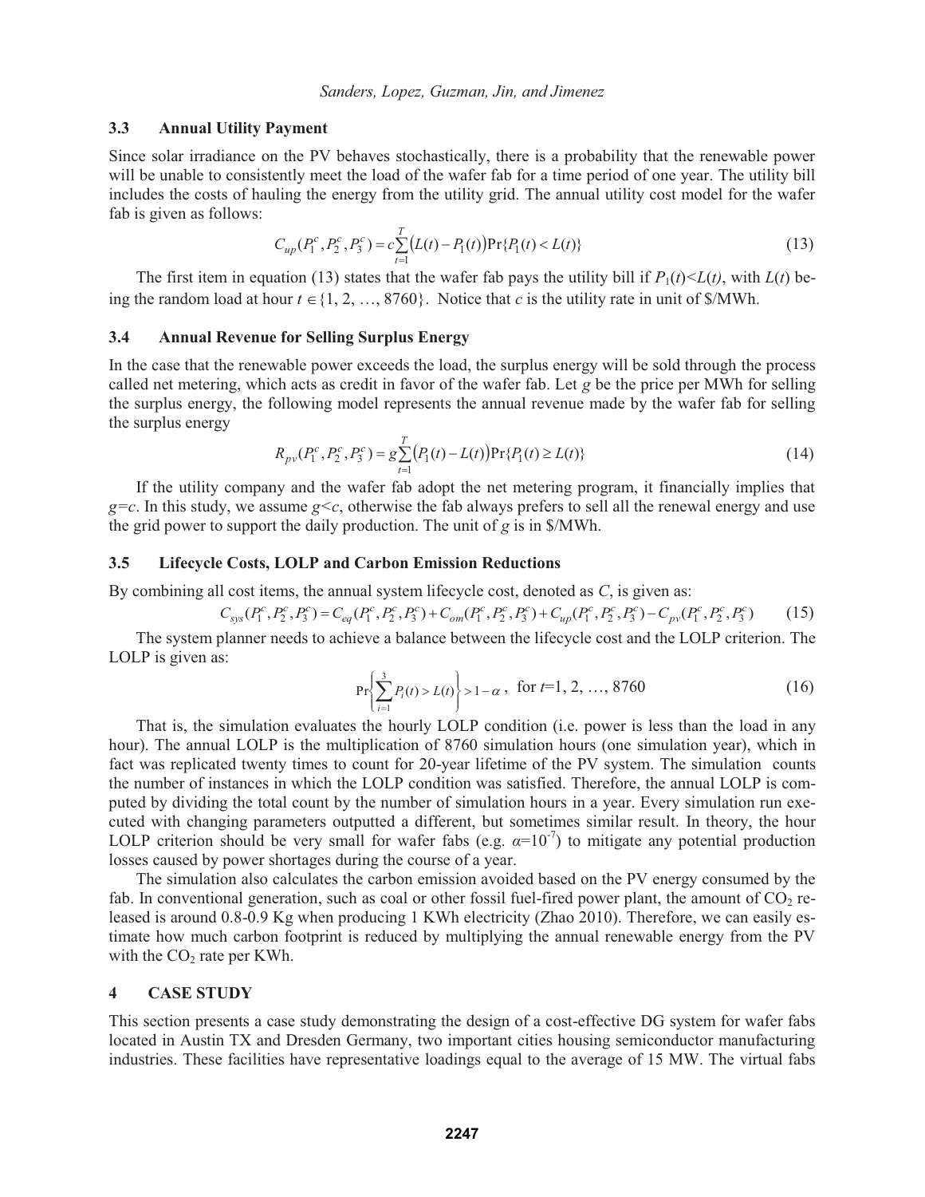### 3.3 Annual Utility Payment

Since solar irradiance on the PV behaves stochastically, there is a probability that the renewable power will be unable to consistently meet the load of the wafer fab for a time period of one year. The utility bill includes the costs of hauling the energy from the utility grid. The annual utility cost model for the wafer fab is given as follows:

$$C_{up}(P_1^c, P_2^c, P_3^c) = c\sum_{t=1}^{T}\left(L(t) - P_1(t)\right)\Pr\{P_1(t) < L(t)\} \tag{13}$$

The first item in equation (13) states that the wafer fab pays the utility bill if $P_1(t)<L(t)$, with $L(t)$ being the random load at hour $t \in \{1, 2, \ldots, 8760\}$. Notice that $c$ is the utility rate in unit of \$/MWh.

### 3.4 Annual Revenue for Selling Surplus Energy

In the case that the renewable power exceeds the load, the surplus energy will be sold through the process called net metering, which acts as credit in favor of the wafer fab. Let $g$ be the price per MWh for selling the surplus energy, the following model represents the annual revenue made by the wafer fab for selling the surplus energy

$$R_{pv}(P_1^c, P_2^c, P_3^c) = g\sum_{t=1}^{T}\left(P_1(t) - L(t)\right)\Pr\{P_1(t) \geq L(t)\} \tag{14}$$

If the utility company and the wafer fab adopt the net metering program, it financially implies that $g=c$. In this study, we assume $g<c$, otherwise the fab always prefers to sell all the renewal energy and use the grid power to support the daily production. The unit of $g$ is in \$/MWh.

### 3.5 Lifecycle Costs, LOLP and Carbon Emission Reductions

By combining all cost items, the annual system lifecycle cost, denoted as $C$, is given as:

$$C_{sys}(P_1^c, P_2^c, P_3^c) = C_{eq}(P_1^c, P_2^c, P_3^c) + C_{om}(P_1^c, P_2^c, P_3^c) + C_{up}(P_1^c, P_2^c, P_3^c) - C_{pv}(P_1^c, P_2^c, P_3^c) \tag{15}$$

The system planner needs to achieve a balance between the lifecycle cost and the LOLP criterion. The LOLP is given as:

$$\Pr\left\{\sum_{i=1}^{3} P_i(t) > L(t)\right\} > 1 - \alpha, \quad \text{for } t=1, 2, \ldots, 8760 \tag{16}$$

That is, the simulation evaluates the hourly LOLP condition (i.e. power is less than the load in any hour). The annual LOLP is the multiplication of 8760 simulation hours (one simulation year), which in fact was replicated twenty times to count for 20-year lifetime of the PV system. The simulation counts the number of instances in which the LOLP condition was satisfied. Therefore, the annual LOLP is computed by dividing the total count by the number of simulation hours in a year. Every simulation run executed with changing parameters outputted a different, but sometimes similar result. In theory, the hour LOLP criterion should be very small for wafer fabs (e.g. $\alpha=10^{-7}$) to mitigate any potential production losses caused by power shortages during the course of a year.

The simulation also calculates the carbon emission avoided based on the PV energy consumed by the fab. In conventional generation, such as coal or other fossil fuel-fired power plant, the amount of $CO_2$ released is around 0.8-0.9 Kg when producing 1 KWh electricity (Zhao 2010). Therefore, we can easily estimate how much carbon footprint is reduced by multiplying the annual renewable energy from the PV with the $CO_2$ rate per KWh.

## 4 CASE STUDY

This section presents a case study demonstrating the design of a cost-effective DG system for wafer fabs located in Austin TX and Dresden Germany, two important cities housing semiconductor manufacturing industries. These facilities have representative loadings equal to the average of 15 MW. The virtual fabs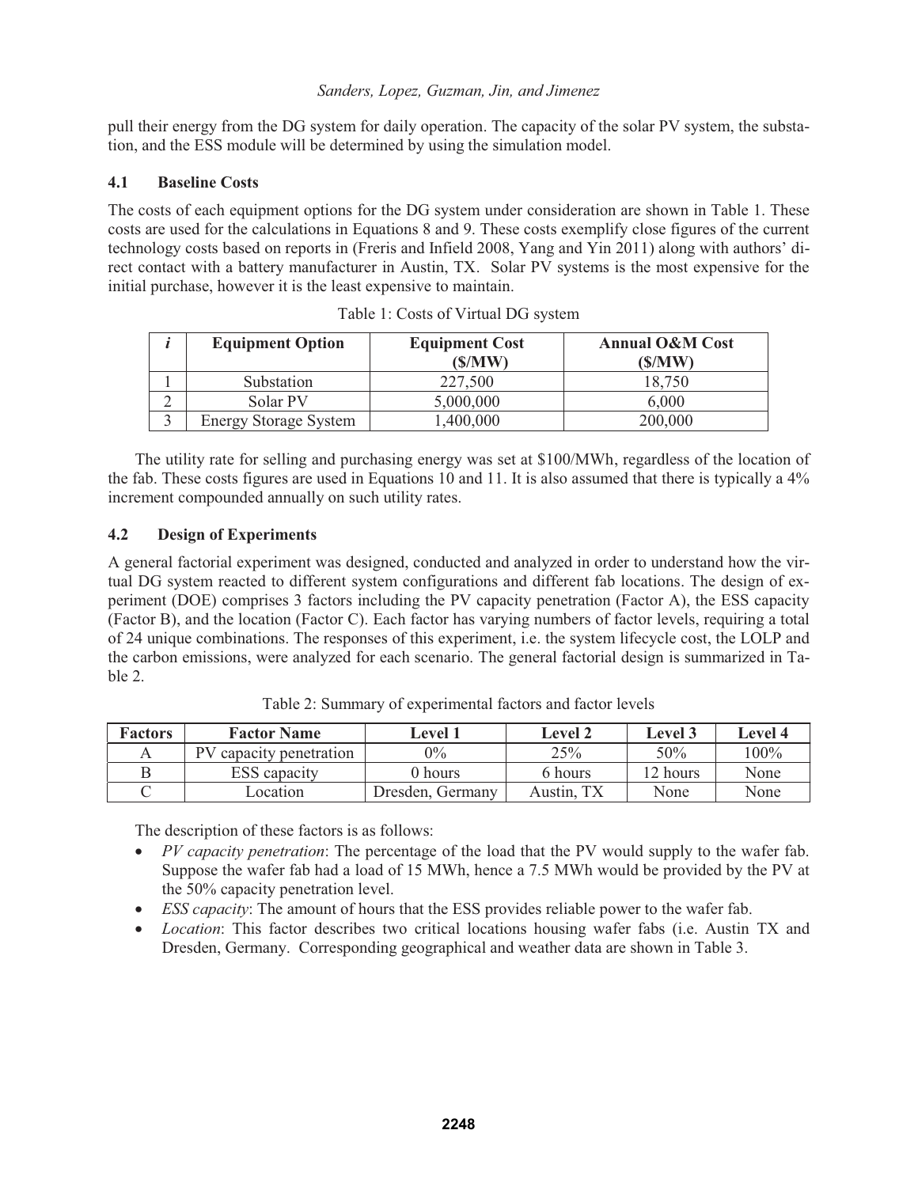pull their energy from the DG system for daily operation. The capacity of the solar PV system, the substation, and the ESS module will be determined by using the simulation model.

### 4.1 Baseline Costs

The costs of each equipment options for the DG system under consideration are shown in Table 1. These costs are used for the calculations in Equations 8 and 9. These costs exemplify close figures of the current technology costs based on reports in (Freris and Infield 2008, Yang and Yin 2011) along with authors' direct contact with a battery manufacturer in Austin, TX. Solar PV systems is the most expensive for the initial purchase, however it is the least expensive to maintain.

Table 1: Costs of Virtual DG system

| *i* | Equipment Option | Equipment Cost (\$/MW) | Annual O&M Cost (\$/MW) |
|---|---|---|---|
| 1 | Substation | 227,500 | 18,750 |
| 2 | Solar PV | 5,000,000 | 6,000 |
| 3 | Energy Storage System | 1,400,000 | 200,000 |

The utility rate for selling and purchasing energy was set at \$100/MWh, regardless of the location of the fab. These costs figures are used in Equations 10 and 11. It is also assumed that there is typically a 4% increment compounded annually on such utility rates.

### 4.2 Design of Experiments

A general factorial experiment was designed, conducted and analyzed in order to understand how the virtual DG system reacted to different system configurations and different fab locations. The design of experiment (DOE) comprises 3 factors including the PV capacity penetration (Factor A), the ESS capacity (Factor B), and the location (Factor C). Each factor has varying numbers of factor levels, requiring a total of 24 unique combinations. The responses of this experiment, i.e. the system lifecycle cost, the LOLP and the carbon emissions, were analyzed for each scenario. The general factorial design is summarized in Table 2.

Table 2: Summary of experimental factors and factor levels

| Factors | Factor Name | Level 1 | Level 2 | Level 3 | Level 4 |
|---|---|---|---|---|---|
| A | PV capacity penetration | 0% | 25% | 50% | 100% |
| B | ESS capacity | 0 hours | 6 hours | 12 hours | None |
| C | Location | Dresden, Germany | Austin, TX | None | None |

The description of these factors is as follows:

- *PV capacity penetration*: The percentage of the load that the PV would supply to the wafer fab. Suppose the wafer fab had a load of 15 MWh, hence a 7.5 MWh would be provided by the PV at the 50% capacity penetration level.
- *ESS capacity*: The amount of hours that the ESS provides reliable power to the wafer fab.
- *Location*: This factor describes two critical locations housing wafer fabs (i.e. Austin TX and Dresden, Germany. Corresponding geographical and weather data are shown in Table 3.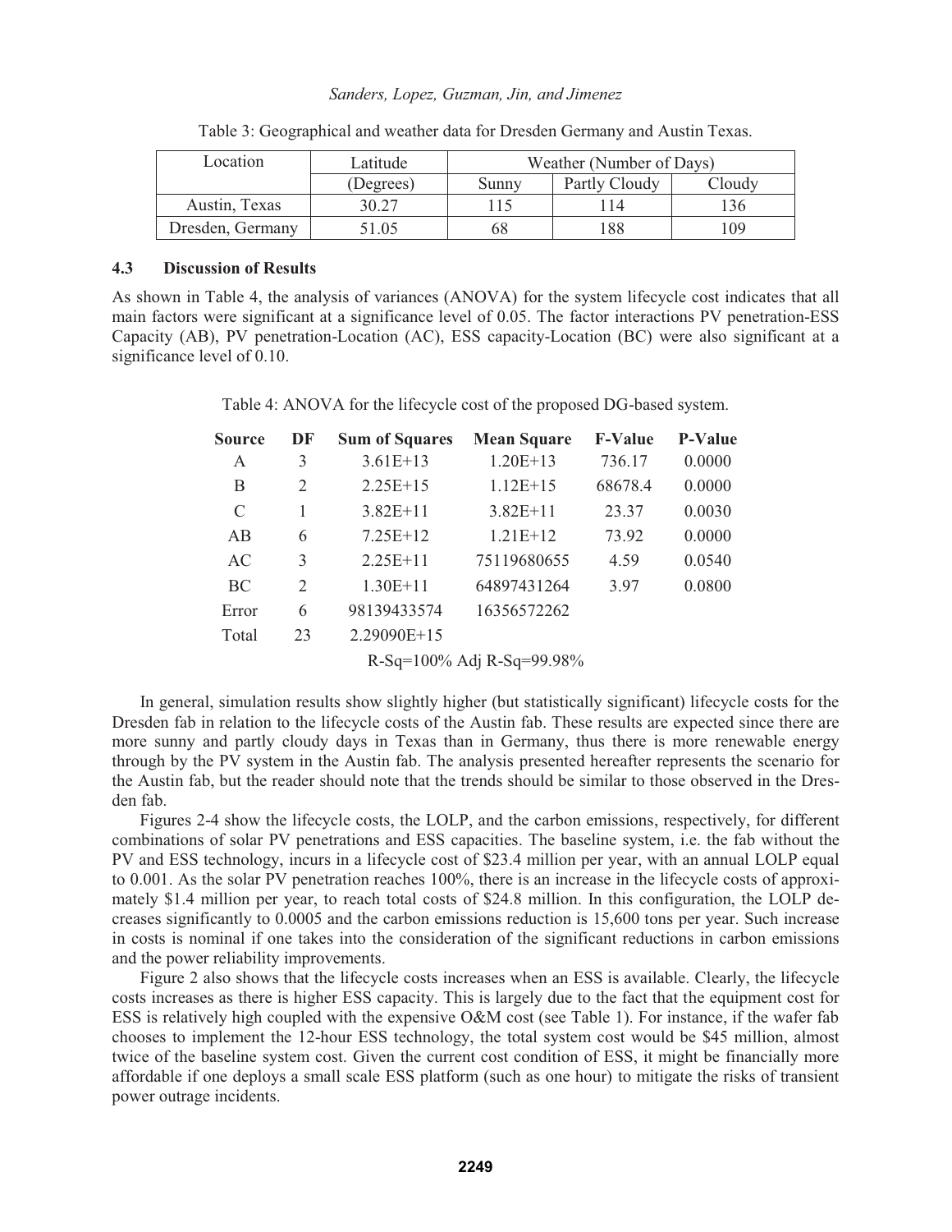Table 3: Geographical and weather data for Dresden Germany and Austin Texas.

| Location | Latitude | Weather (Number of Days) | | |
|---|---|---|---|---|
| | (Degrees) | Sunny | Partly Cloudy | Cloudy |
| Austin, Texas | 30.27 | 115 | 114 | 136 |
| Dresden, Germany | 51.05 | 68 | 188 | 109 |

### 4.3 Discussion of Results

As shown in Table 4, the analysis of variances (ANOVA) for the system lifecycle cost indicates that all main factors were significant at a significance level of 0.05. The factor interactions PV penetration-ESS Capacity (AB), PV penetration-Location (AC), ESS capacity-Location (BC) were also significant at a significance level of 0.10.

Table 4: ANOVA for the lifecycle cost of the proposed DG-based system.

| Source | DF | Sum of Squares | Mean Square | F-Value | P-Value |
|---|---|---|---|---|---|
| A | 3 | 3.61E+13 | 1.20E+13 | 736.17 | 0.0000 |
| B | 2 | 2.25E+15 | 1.12E+15 | 68678.4 | 0.0000 |
| C | 1 | 3.82E+11 | 3.82E+11 | 23.37 | 0.0030 |
| AB | 6 | 7.25E+12 | 1.21E+12 | 73.92 | 0.0000 |
| AC | 3 | 2.25E+11 | 75119680655 | 4.59 | 0.0540 |
| BC | 2 | 1.30E+11 | 64897431264 | 3.97 | 0.0800 |
| Error | 6 | 98139433574 | 16356572262 | | |
| Total | 23 | 2.29090E+15 | | | |

R-Sq=100% Adj R-Sq=99.98%

In general, simulation results show slightly higher (but statistically significant) lifecycle costs for the Dresden fab in relation to the lifecycle costs of the Austin fab. These results are expected since there are more sunny and partly cloudy days in Texas than in Germany, thus there is more renewable energy through by the PV system in the Austin fab. The analysis presented hereafter represents the scenario for the Austin fab, but the reader should note that the trends should be similar to those observed in the Dresden fab.

Figures 2-4 show the lifecycle costs, the LOLP, and the carbon emissions, respectively, for different combinations of solar PV penetrations and ESS capacities. The baseline system, i.e. the fab without the PV and ESS technology, incurs in a lifecycle cost of \$23.4 million per year, with an annual LOLP equal to 0.001. As the solar PV penetration reaches 100%, there is an increase in the lifecycle costs of approximately \$1.4 million per year, to reach total costs of \$24.8 million. In this configuration, the LOLP decreases significantly to 0.0005 and the carbon emissions reduction is 15,600 tons per year. Such increase in costs is nominal if one takes into the consideration of the significant reductions in carbon emissions and the power reliability improvements.

Figure 2 also shows that the lifecycle costs increases when an ESS is available. Clearly, the lifecycle costs increases as there is higher ESS capacity. This is largely due to the fact that the equipment cost for ESS is relatively high coupled with the expensive O&M cost (see Table 1). For instance, if the wafer fab chooses to implement the 12-hour ESS technology, the total system cost would be \$45 million, almost twice of the baseline system cost. Given the current cost condition of ESS, it might be financially more affordable if one deploys a small scale ESS platform (such as one hour) to mitigate the risks of transient power outrage incidents.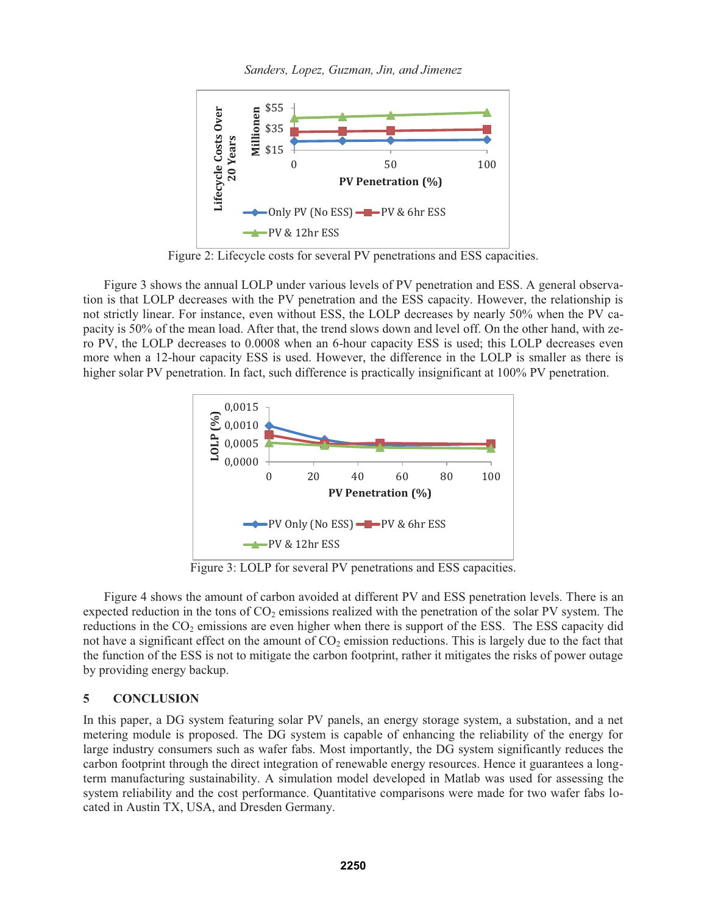Figure 2: Lifecycle costs for several PV penetrations and ESS capacities.

Figure 3 shows the annual LOLP under various levels of PV penetration and ESS. A general observation is that LOLP decreases with the PV penetration and the ESS capacity. However, the relationship is not strictly linear. For instance, even without ESS, the LOLP decreases by nearly 50% when the PV capacity is 50% of the mean load. After that, the trend slows down and level off. On the other hand, with zero PV, the LOLP decreases to 0.0008 when an 6-hour capacity ESS is used; this LOLP decreases even more when a 12-hour capacity ESS is used. However, the difference in the LOLP is smaller as there is higher solar PV penetration. In fact, such difference is practically insignificant at 100% PV penetration.

Figure 3: LOLP for several PV penetrations and ESS capacities.

Figure 4 shows the amount of carbon avoided at different PV and ESS penetration levels. There is an expected reduction in the tons of $CO_2$ emissions realized with the penetration of the solar PV system. The reductions in the $CO_2$ emissions are even higher when there is support of the ESS. The ESS capacity did not have a significant effect on the amount of $CO_2$ emission reductions. This is largely due to the fact that the function of the ESS is not to mitigate the carbon footprint, rather it mitigates the risks of power outage by providing energy backup.

## 5 CONCLUSION

In this paper, a DG system featuring solar PV panels, an energy storage system, a substation, and a net metering module is proposed. The DG system is capable of enhancing the reliability of the energy for large industry consumers such as wafer fabs. Most importantly, the DG system significantly reduces the carbon footprint through the direct integration of renewable energy resources. Hence it guarantees a long-term manufacturing sustainability. A simulation model developed in Matlab was used for assessing the system reliability and the cost performance. Quantitative comparisons were made for two wafer fabs located in Austin TX, USA, and Dresden Germany.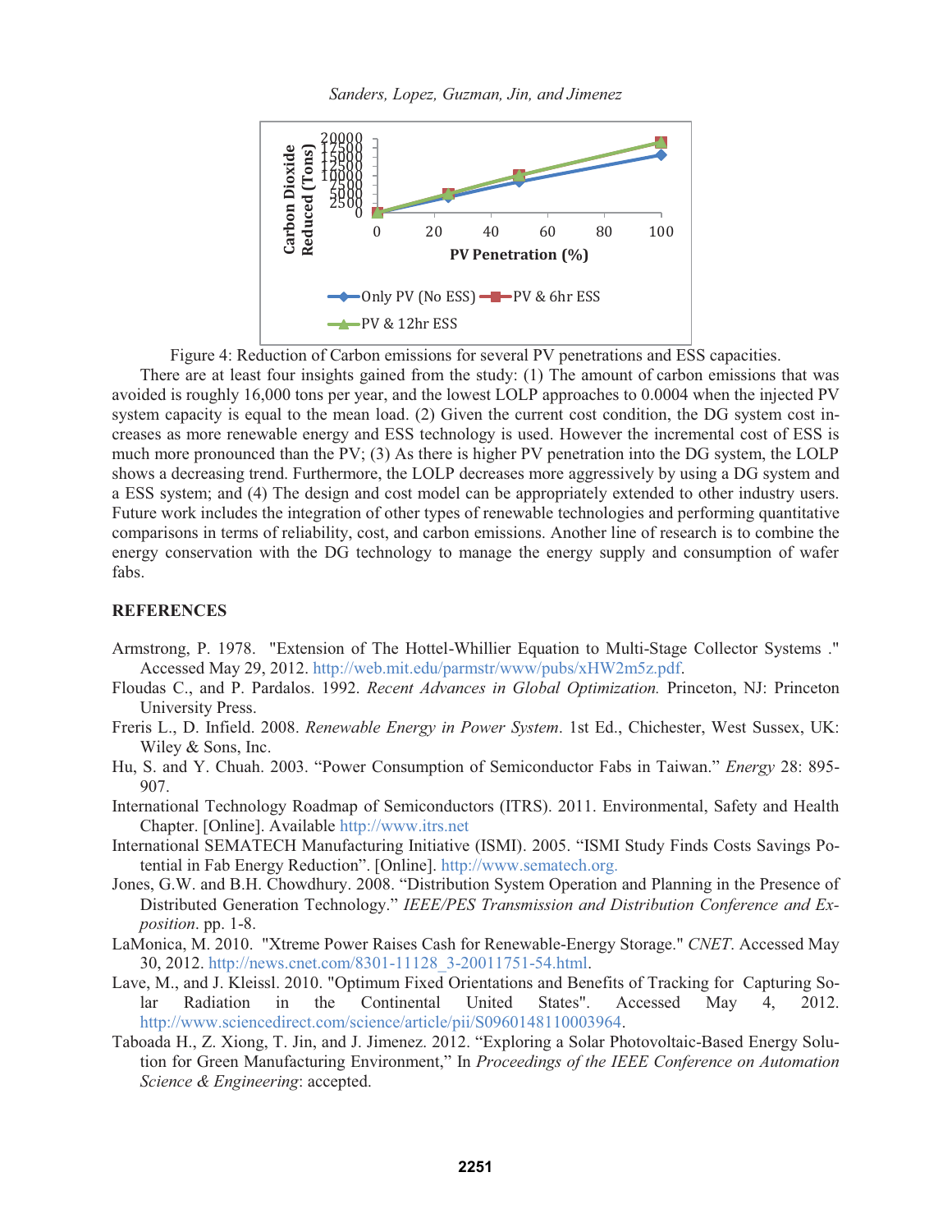Figure 4: Reduction of Carbon emissions for several PV penetrations and ESS capacities.

There are at least four insights gained from the study: (1) The amount of carbon emissions that was avoided is roughly 16,000 tons per year, and the lowest LOLP approaches to 0.0004 when the injected PV system capacity is equal to the mean load. (2) Given the current cost condition, the DG system cost increases as more renewable energy and ESS technology is used. However the incremental cost of ESS is much more pronounced than the PV; (3) As there is higher PV penetration into the DG system, the LOLP shows a decreasing trend. Furthermore, the LOLP decreases more aggressively by using a DG system and a ESS system; and (4) The design and cost model can be appropriately extended to other industry users. Future work includes the integration of other types of renewable technologies and performing quantitative comparisons in terms of reliability, cost, and carbon emissions. Another line of research is to combine the energy conservation with the DG technology to manage the energy supply and consumption of wafer fabs.

## REFERENCES

Armstrong, P. 1978. "Extension of The Hottel-Whillier Equation to Multi-Stage Collector Systems ." Accessed May 29, 2012. http://web.mit.edu/parmstr/www/pubs/xHW2m5z.pdf.

Floudas C., and P. Pardalos. 1992. *Recent Advances in Global Optimization.* Princeton, NJ: Princeton University Press.

Freris L., D. Infield. 2008. *Renewable Energy in Power System*. 1st Ed., Chichester, West Sussex, UK: Wiley & Sons, Inc.

Hu, S. and Y. Chuah. 2003. "Power Consumption of Semiconductor Fabs in Taiwan." *Energy* 28: 895-907.

International Technology Roadmap of Semiconductors (ITRS). 2011. Environmental, Safety and Health Chapter. [Online]. Available http://www.itrs.net

International SEMATECH Manufacturing Initiative (ISMI). 2005. "ISMI Study Finds Costs Savings Potential in Fab Energy Reduction". [Online]. http://www.sematech.org.

Jones, G.W. and B.H. Chowdhury. 2008. "Distribution System Operation and Planning in the Presence of Distributed Generation Technology." *IEEE/PES Transmission and Distribution Conference and Exposition*. pp. 1-8.

LaMonica, M. 2010. "Xtreme Power Raises Cash for Renewable-Energy Storage." *CNET*. Accessed May 30, 2012. http://news.cnet.com/8301-11128_3-20011751-54.html.

Lave, M., and J. Kleissl. 2010. "Optimum Fixed Orientations and Benefits of Tracking for Capturing Solar Radiation in the Continental United States". Accessed May 4, 2012. http://www.sciencedirect.com/science/article/pii/S0960148110003964.

Taboada H., Z. Xiong, T. Jin, and J. Jimenez. 2012. "Exploring a Solar Photovoltaic-Based Energy Solution for Green Manufacturing Environment," In *Proceedings of the IEEE Conference on Automation Science & Engineering*: accepted.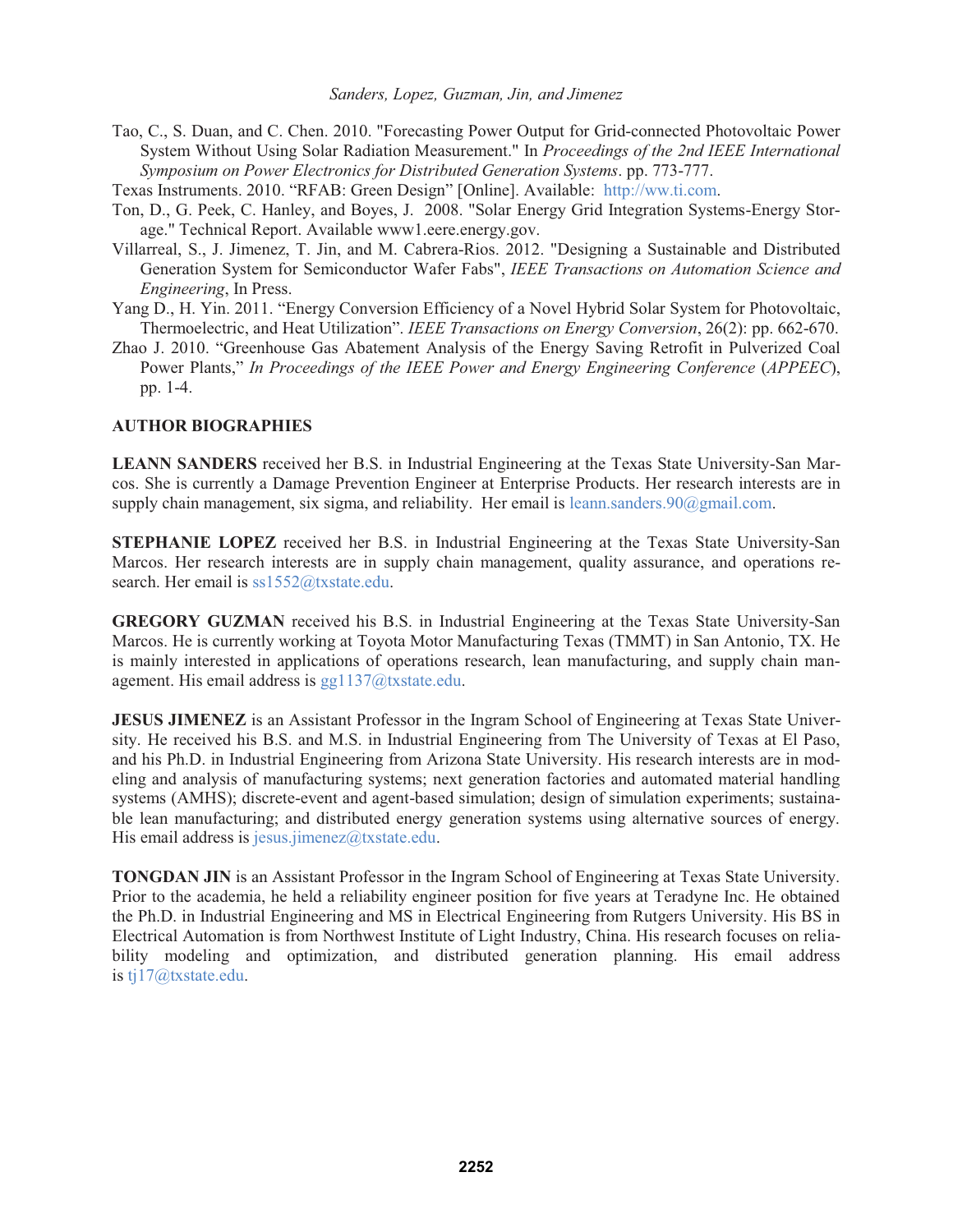Tao, C., S. Duan, and C. Chen. 2010. "Forecasting Power Output for Grid-connected Photovoltaic Power System Without Using Solar Radiation Measurement." In *Proceedings of the 2nd IEEE International Symposium on Power Electronics for Distributed Generation Systems*. pp. 773-777.

Texas Instruments. 2010. "RFAB: Green Design" [Online]. Available: http://ww.ti.com.

Ton, D., G. Peek, C. Hanley, and Boyes, J. 2008. "Solar Energy Grid Integration Systems-Energy Storage." Technical Report. Available www1.eere.energy.gov.

Villarreal, S., J. Jimenez, T. Jin, and M. Cabrera-Rios. 2012. "Designing a Sustainable and Distributed Generation System for Semiconductor Wafer Fabs", *IEEE Transactions on Automation Science and Engineering*, In Press.

Yang D., H. Yin. 2011. "Energy Conversion Efficiency of a Novel Hybrid Solar System for Photovoltaic, Thermoelectric, and Heat Utilization". *IEEE Transactions on Energy Conversion*, 26(2): pp. 662-670.

Zhao J. 2010. "Greenhouse Gas Abatement Analysis of the Energy Saving Retrofit in Pulverized Coal Power Plants," *In Proceedings of the IEEE Power and Energy Engineering Conference* (*APPEEC*), pp. 1-4.

## AUTHOR BIOGRAPHIES

**LEANN SANDERS** received her B.S. in Industrial Engineering at the Texas State University-San Marcos. She is currently a Damage Prevention Engineer at Enterprise Products. Her research interests are in supply chain management, six sigma, and reliability. Her email is leann.sanders.90@gmail.com.

**STEPHANIE LOPEZ** received her B.S. in Industrial Engineering at the Texas State University-San Marcos. Her research interests are in supply chain management, quality assurance, and operations research. Her email is ss1552@txstate.edu.

**GREGORY GUZMAN** received his B.S. in Industrial Engineering at the Texas State University-San Marcos. He is currently working at Toyota Motor Manufacturing Texas (TMMT) in San Antonio, TX. He is mainly interested in applications of operations research, lean manufacturing, and supply chain management. His email address is gg1137@txstate.edu.

**JESUS JIMENEZ** is an Assistant Professor in the Ingram School of Engineering at Texas State University. He received his B.S. and M.S. in Industrial Engineering from The University of Texas at El Paso, and his Ph.D. in Industrial Engineering from Arizona State University. His research interests are in modeling and analysis of manufacturing systems; next generation factories and automated material handling systems (AMHS); discrete-event and agent-based simulation; design of simulation experiments; sustainable lean manufacturing; and distributed energy generation systems using alternative sources of energy. His email address is jesus.jimenez@txstate.edu.

**TONGDAN JIN** is an Assistant Professor in the Ingram School of Engineering at Texas State University. Prior to the academia, he held a reliability engineer position for five years at Teradyne Inc. He obtained the Ph.D. in Industrial Engineering and MS in Electrical Engineering from Rutgers University. His BS in Electrical Automation is from Northwest Institute of Light Industry, China. His research focuses on reliability modeling and optimization, and distributed generation planning. His email address is tj17@txstate.edu.